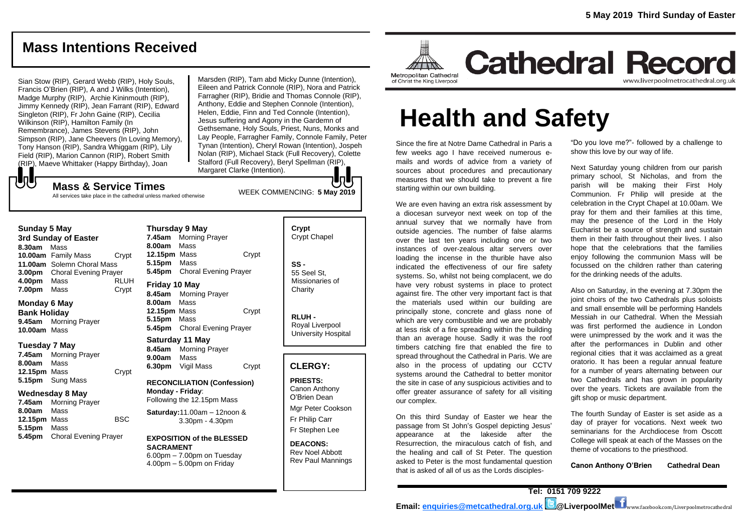# Cathedral Record

Metropolitan Cathedral of Christ the King Liverpool

www.liverpoolmetrocathedral.org.uk

5 May 2019 Third Sunday of Easter

## Mass Intentions Received

Sian Stow (RIP), Gerard Webb (RIP), Holy Souls, Francis O'Brien (RIP), A and J Wilks (Intention), Madge Murphy (RIP), Archie Kininmouth (RIP), Jimmy Kennedy (RIP), Jean Farrant (RIP), Edward Singleton (RIP), Fr John Gaine (RIP), Cecilia Wilkinson (RIP), Hamilton Family (In Remembrance), James Stevens (RIP), John Simpson (RIP), Jane Cheevers (In Loving Memory), Tony Hanson (RIP), Sandra Whiggam (RIP), Lily Field (RIP), Marion Cannon (RIP), Robert Smith (RIP), Maeve Whittaker (Happy Birthday), Joan Marsden (RIP), Tam abd Micky Dunne (Intention), Eileen and Patrick Connole (RIP), Nora and Patrick Farragher (RIP), Bridie and Thomas Connole (RIP), Anthony, Eddie and Stephen Connole (Intention), Helen, Eddie, Finn and Ted Connole (Intention), Jesus suffering and Agony in the Gardemn of Gethsemane, Holy Souls, Priest, Nuns, Monks and Lay People, Farragher Family, Connole Family, Peter Tynan (Intention), Cheryl Rowan (Intention), Jospeh Nolan (RIP), Michael Stack (Full Recovery), Colette Stalford (Full Recovery), Beryl Spellman (RIP), Margaret Clarke (Intention).

## Mass & Service Times

All services take place in the cathedral unless marked otherwise

WEEK COMMENCING: **5 May 2019**

**Sunday 5 May**
**3rd Sunday of Easter**
**8.30am** Mass
**10.00am** Family Mass Crypt
**11.00am** Solemn Choral Mass
**3.00pm** Choral Evening Prayer
**4.00pm** Mass RLUH
**7.00pm** Mass Crypt

**Monday 6 May**
**Bank Holiday**
**9.45am** Morning Prayer
**10.00am** Mass

**Tuesday 7 May**
**7.45am** Morning Prayer
**8.00am** Mass
**12.15pm** Mass Crypt
**5.15pm** Sung Mass

**Wednesday 8 May**
**7.45am** Morning Prayer
**8.00am** Mass
**12.15pm** Mass BSC
**5.15pm** Mass
**5.45pm** Choral Evening Prayer

**Thursday 9 May**
**7.45am** Morning Prayer
**8.00am** Mass
**12.15pm** Mass Crypt
**5.15pm** Mass
**5.45pm** Choral Evening Prayer

**Friday 10 May**
**8.45am** Morning Prayer
**8.00am** Mass
**12.15pm** Mass Crypt
**5.15pm** Mass
**5.45pm** Choral Evening Prayer

**Saturday 11 May**
**8.45am** Morning Prayer
**9.00am** Mass
**6.30pm** Vigil Mass Crypt

**RECONCILIATION (Confession)**
**Monday - Friday**:
Following the 12.15pm Mass

**Saturday:**11.00am – 12noon & 3.30pm - 4.30pm

**EXPOSITION of the BLESSED SACRAMENT**
6.00pm – 7.00pm on Tuesday
4.00pm – 5.00pm on Friday

**Crypt**
Crypt Chapel

**SS -**
55 Seel St, Missionaries of Charity

**RLUH -**
Royal Liverpool University Hospital

## CLERGY:

**PRIESTS:**
Canon Anthony O'Brien Dean
Mgr Peter Cookson
Fr Philip Carr
Fr Stephen Lee

**DEACONS:**
Rev Noel Abbott
Rev Paul Mannings

# Health and Safety

Since the fire at Notre Dame Cathedral in Paris a few weeks ago I have received numerous e-mails and words of advice from a variety of sources about procedures and precautionary measures that we should take to prevent a fire starting within our own building.

We are even having an extra risk assessment by a diocesan surveyor next week on top of the annual survey that we normally have from outside agencies. The number of false alarms over the last ten years including one or two instances of over-zealous altar servers over loading the incense in the thurible have also indicated the effectiveness of our fire safety systems. So, whilst not being complacent, we do have very robust systems in place to protect against fire. The other very important fact is that the materials used within our building are principally stone, concrete and glass none of which are very combustible and we are probably at less risk of a fire spreading within the building than an average house. Sadly it was the roof timbers catching fire that enabled the fire to spread throughout the Cathedral in Paris. We are also in the process of updating our CCTV systems around the Cathedral to better monitor the site in case of any suspicious activities and to offer greater assurance of safety for all visiting our complex.

On this third Sunday of Easter we hear the passage from St John's Gospel depicting Jesus' appearance at the lakeside after the Resurrection, the miraculous catch of fish, and the healing and call of St Peter. The question asked to Peter is the most fundamental question that is asked of all of us as the Lords disciples- "Do you love me?"- followed by a challenge to show this love by our way of life.

Next Saturday young children from our parish primary school, St Nicholas, and from the parish will be making their First Holy Communion. Fr Philip will preside at the celebration in the Crypt Chapel at 10.00am. We pray for them and their families at this time, may the presence of the Lord in the Holy Eucharist be a source of strength and sustain them in their faith throughout their lives. I also hope that the celebrations that the families enjoy following the communion Mass will be focussed on the children rather than catering for the drinking needs of the adults.

Also on Saturday, in the evening at 7.30pm the joint choirs of the two Cathedrals plus soloists and small ensemble will be performing Handels Messiah in our Cathedral. When the Messiah was first performed the audience in London were unimpressed by the work and it was the after the performances in Dublin and other regional cities that it was acclaimed as a great oratorio. It has been a regular annual feature for a number of years alternating between our two Cathedrals and has grown in popularity over the years. Tickets are available from the gift shop or music department.

The fourth Sunday of Easter is set aside as a day of prayer for vocations. Next week two seminarians for the Archdiocese from Oscott College will speak at each of the Masses on the theme of vocations to the priesthood.

**Canon Anthony O'Brien Cathedral Dean**

**Tel: 0151 709 9222**
**Email: enquiries@metcathedral.org.uk @LiverpoolMet** www.facebook.com/Liverpoolmetrocathedral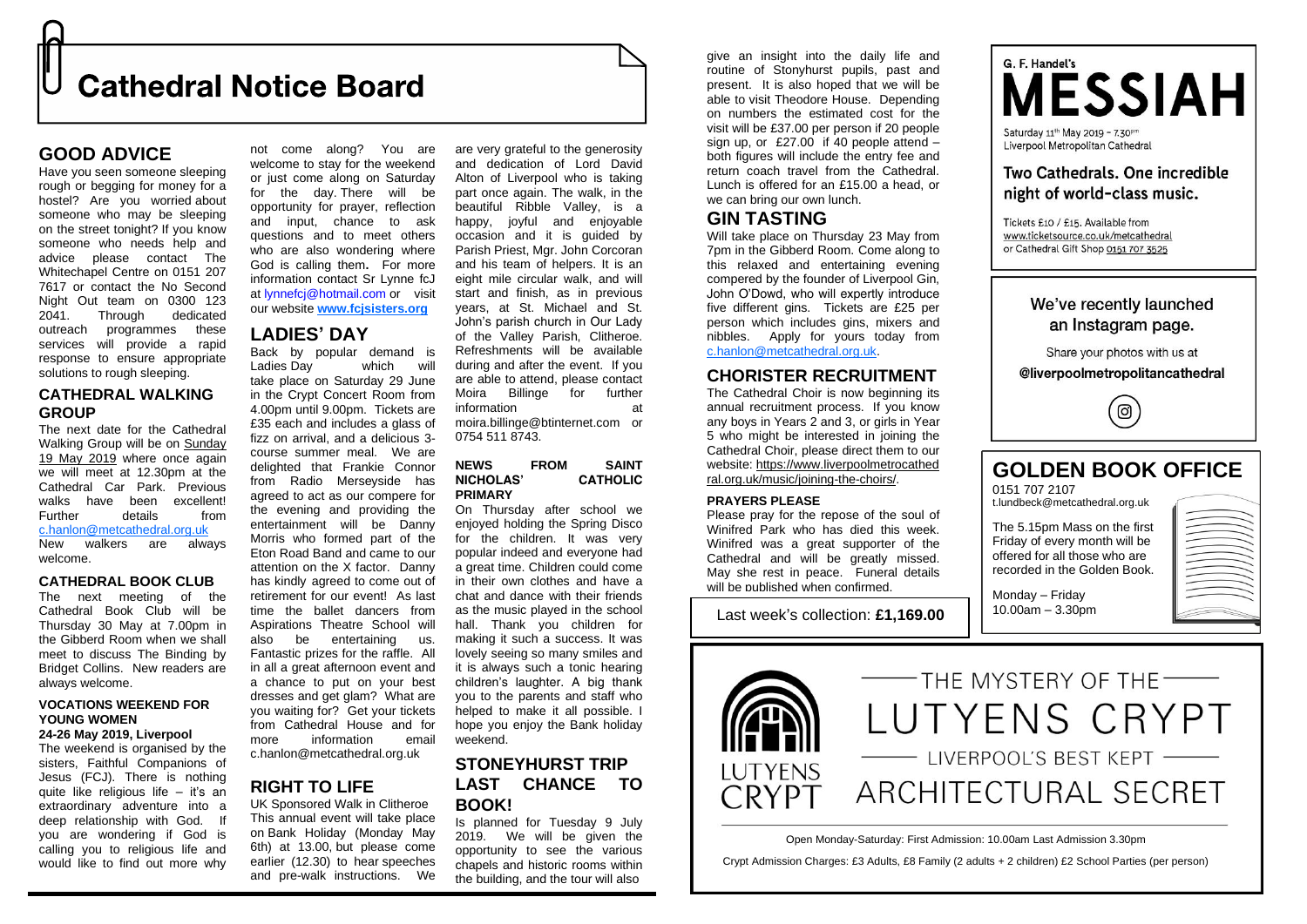# Cathedral Notice Board

## GOOD ADVICE

Have you seen someone sleeping rough or begging for money for a hostel? Are you worried about someone who may be sleeping on the street tonight? If you know someone who needs help and advice please contact The Whitechapel Centre on 0151 207 7617 or contact the No Second Night Out team on 0300 123 2041. Through dedicated outreach programmes these services will provide a rapid response to ensure appropriate solutions to rough sleeping.

### CATHEDRAL WALKING GROUP

The next date for the Cathedral Walking Group will be on Sunday 19 May 2019 where once again we will meet at 12.30pm at the Cathedral Car Park. Previous walks have been excellent! Further details from c.hanlon@metcathedral.org.uk New walkers are always welcome.

### CATHEDRAL BOOK CLUB

The next meeting of the Cathedral Book Club will be Thursday 30 May at 7.00pm in the Gibberd Room when we shall meet to discuss The Binding by Bridget Collins. New readers are always welcome.

#### VOCATIONS WEEKEND FOR YOUNG WOMEN

**24-26 May 2019, Liverpool**

The weekend is organised by the sisters, Faithful Companions of Jesus (FCJ). There is nothing quite like religious life – it's an extraordinary adventure into a deep relationship with God. If you are wondering if God is calling you to religious life and would like to find out more why not come along? You are welcome to stay for the weekend or just come along on Saturday for the day. There will be opportunity for prayer, reflection and input, chance to ask questions and to meet others who are also wondering where God is calling them**.** For more information contact Sr Lynne fcJ at lynnefcj@hotmail.com or visit our website **www.fcjsisters.org**

## LADIES' DAY

Back by popular demand is Ladies Day which will take place on Saturday 29 June in the Crypt Concert Room from 4.00pm until 9.00pm. Tickets are £35 each and includes a glass of fizz on arrival, and a delicious 3-course summer meal. We are delighted that Frankie Connor from Radio Merseyside has agreed to act as our compere for the evening and providing the entertainment will be Danny Morris who formed part of the Eton Road Band and came to our attention on the X factor. Danny has kindly agreed to come out of retirement for our event! As last time the ballet dancers from Aspirations Theatre School will also be entertaining us. Fantastic prizes for the raffle. All in all a great afternoon event and a chance to put on your best dresses and get glam? What are you waiting for? Get your tickets from Cathedral House and for more information email c.hanlon@metcathedral.org.uk

## RIGHT TO LIFE

UK Sponsored Walk in Clitheroe

This annual event will take place on Bank Holiday (Monday May 6th) at 13.00, but please come earlier (12.30) to hear speeches and pre-walk instructions. We are very grateful to the generosity and dedication of Lord David Alton of Liverpool who is taking part once again. The walk, in the beautiful Ribble Valley, is a happy, joyful and enjoyable occasion and it is guided by Parish Priest, Mgr. John Corcoran and his team of helpers. It is an eight mile circular walk, and will start and finish, as in previous years, at St. Michael and St. John's parish church in Our Lady of the Valley Parish, Clitheroe. Refreshments will be available during and after the event. If you are able to attend, please contact Moira Billinge for further information at moira.billinge@btinternet.com or 0754 511 8743.

#### NEWS FROM SAINT NICHOLAS' CATHOLIC PRIMARY

On Thursday after school we enjoyed holding the Spring Disco for the children. It was very popular indeed and everyone had a great time. Children could come in their own clothes and have a chat and dance with their friends as the music played in the school hall. Thank you children for making it such a success. It was lovely seeing so many smiles and it is always such a tonic hearing children's laughter. A big thank you to the parents and staff who helped to make it all possible. I hope you enjoy the Bank holiday weekend.

## STONEYHURST TRIP LAST CHANCE TO BOOK!

Is planned for Tuesday 9 July 2019. We will be given the opportunity to see the various chapels and historic rooms within the building, and the tour will also give an insight into the daily life and routine of Stonyhurst pupils, past and present. It is also hoped that we will be able to visit Theodore House. Depending on numbers the estimated cost for the visit will be £37.00 per person if 20 people sign up, or £27.00 if 40 people attend – both figures will include the entry fee and return coach travel from the Cathedral. Lunch is offered for an £15.00 a head, or we can bring our own lunch.

## GIN TASTING

Will take place on Thursday 23 May from 7pm in the Gibberd Room. Come along to this relaxed and entertaining evening compered by the founder of Liverpool Gin, John O'Dowd, who will expertly introduce five different gins. Tickets are £25 per person which includes gins, mixers and nibbles. Apply for yours today from c.hanlon@metcathedral.org.uk.

### CHORISTER RECRUITMENT

The Cathedral Choir is now beginning its annual recruitment process. If you know any boys in Years 2 and 3, or girls in Year 5 who might be interested in joining the Cathedral Choir, please direct them to our website: https://www.liverpoolmetrocathedral.org.uk/music/joining-the-choirs/.

#### PRAYERS PLEASE

Please pray for the repose of the soul of Winifred Park who has died this week. Winifred was a great supporter of the Cathedral and will be greatly missed. May she rest in peace. Funeral details will be published when confirmed.

Last week's collection: **£1,169.00**

G. F. Handel's

# MESSIAH

Saturday 11th May 2019 – 7.30pm
Liverpool Metropolitan Cathedral

Two Cathedrals. One incredible night of world-class music.

Tickets £10 / £15. Available from www.ticketsource.co.uk/metcathedral or Cathedral Gift Shop 0151 707 3525

We've recently launched an Instagram page.

Share your photos with us at
**@liverpoolmetropolitancathedral**

## GOLDEN BOOK OFFICE

0151 707 2107
t.lundbeck@metcathedral.org.uk

The 5.15pm Mass on the first Friday of every month will be offered for all those who are recorded in the Golden Book.

Monday – Friday
10.00am – 3.30pm

LUTYENS CRYPT

THE MYSTERY OF THE
LUTYENS CRYPT
LIVERPOOL'S BEST KEPT
ARCHITECTURAL SECRET

Open Monday-Saturday: First Admission: 10.00am Last Admission 3.30pm

Crypt Admission Charges: £3 Adults, £8 Family (2 adults + 2 children) £2 School Parties (per person)